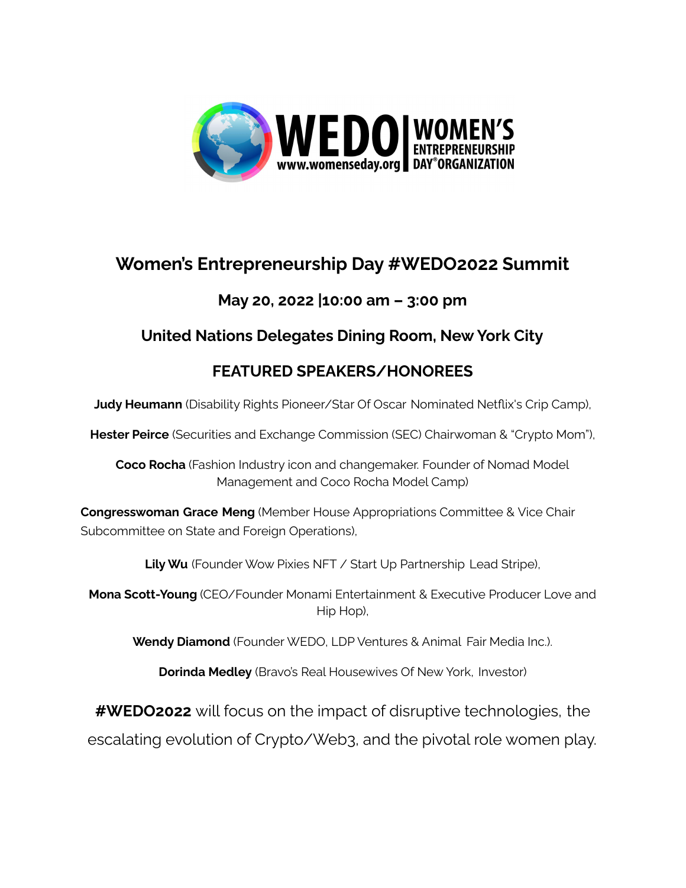WEDO www.womenseday.org | WOMEN'S ENTREPRENEURSHIP DAY® ORGANIZATION

## Women's Entrepreneurship Day #WEDO2022 Summit

### May 20, 2022 |10:00 am – 3:00 pm

### United Nations Delegates Dining Room, New York City

### FEATURED SPEAKERS/HONOREES

**Judy Heumann** (Disability Rights Pioneer/Star Of Oscar Nominated Netflix's Crip Camp),

**Hester Peirce** (Securities and Exchange Commission (SEC) Chairwoman & "Crypto Mom"),

**Coco Rocha** (Fashion Industry icon and changemaker. Founder of Nomad Model Management and Coco Rocha Model Camp)

**Congresswoman Grace Meng** (Member House Appropriations Committee & Vice Chair Subcommittee on State and Foreign Operations),

**Lily Wu** (Founder Wow Pixies NFT / Start Up Partnership Lead Stripe),

**Mona Scott-Young** (CEO/Founder Monami Entertainment & Executive Producer Love and Hip Hop),

**Wendy Diamond** (Founder WEDO, LDP Ventures & Animal Fair Media Inc.).

**Dorinda Medley** (Bravo's Real Housewives Of New York, Investor)

**#WEDO2022** will focus on the impact of disruptive technologies, the escalating evolution of Crypto/Web3, and the pivotal role women play.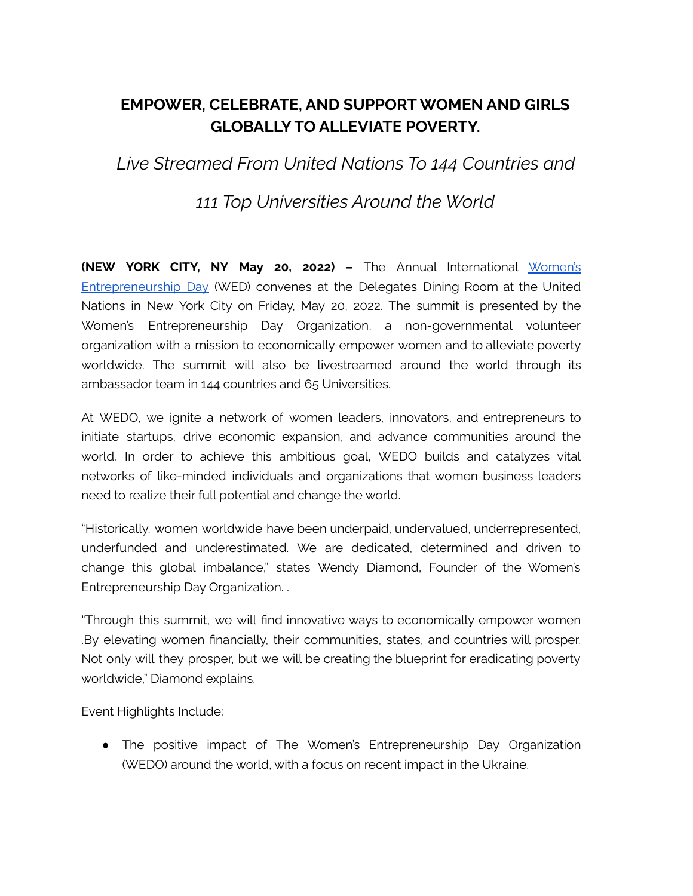# EMPOWER, CELEBRATE, AND SUPPORT WOMEN AND GIRLS GLOBALLY TO ALLEVIATE POVERTY.

*Live Streamed From United Nations To 144 Countries and*

*111 Top Universities Around the World*

**(NEW YORK CITY, NY May 20, 2022) –** The Annual International Women's Entrepreneurship Day (WED) convenes at the Delegates Dining Room at the United Nations in New York City on Friday, May 20, 2022. The summit is presented by the Women's Entrepreneurship Day Organization, a non-governmental volunteer organization with a mission to economically empower women and to alleviate poverty worldwide. The summit will also be livestreamed around the world through its ambassador team in 144 countries and 65 Universities.

At WEDO, we ignite a network of women leaders, innovators, and entrepreneurs to initiate startups, drive economic expansion, and advance communities around the world. In order to achieve this ambitious goal, WEDO builds and catalyzes vital networks of like-minded individuals and organizations that women business leaders need to realize their full potential and change the world.

"Historically, women worldwide have been underpaid, undervalued, underrepresented, underfunded and underestimated. We are dedicated, determined and driven to change this global imbalance," states Wendy Diamond, Founder of the Women's Entrepreneurship Day Organization. .

"Through this summit, we will find innovative ways to economically empower women .By elevating women financially, their communities, states, and countries will prosper. Not only will they prosper, but we will be creating the blueprint for eradicating poverty worldwide," Diamond explains.

Event Highlights Include:

- The positive impact of The Women's Entrepreneurship Day Organization (WEDO) around the world, with a focus on recent impact in the Ukraine.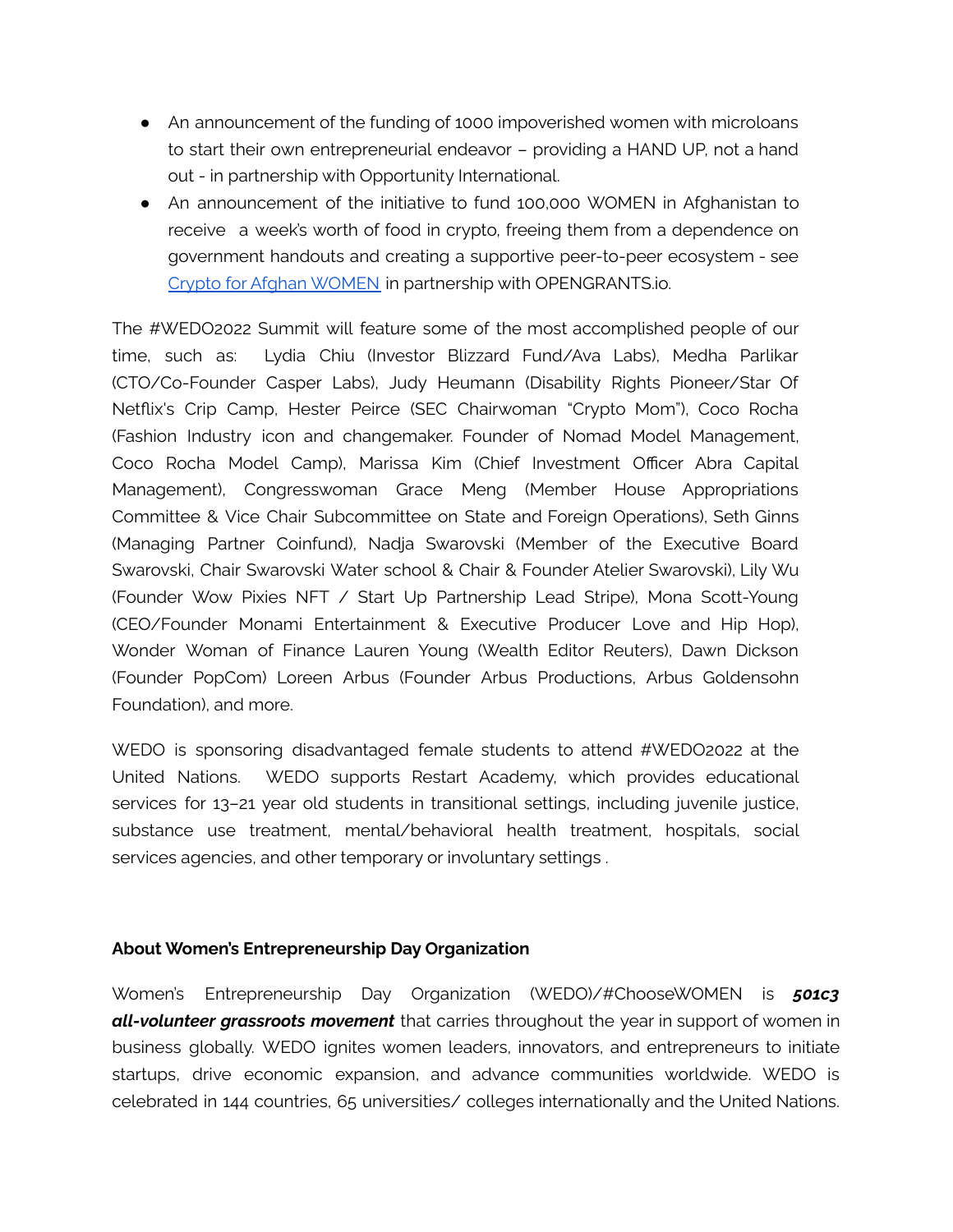- An announcement of the funding of 1000 impoverished women with microloans to start their own entrepreneurial endeavor – providing a HAND UP, not a hand out - in partnership with Opportunity International.
- An announcement of the initiative to fund 100,000 WOMEN in Afghanistan to receive a week's worth of food in crypto, freeing them from a dependence on government handouts and creating a supportive peer-to-peer ecosystem - see [Crypto for Afghan WOMEN] in partnership with OPENGRANTS.io.

The #WEDO2022 Summit will feature some of the most accomplished people of our time, such as: Lydia Chiu (Investor Blizzard Fund/Ava Labs), Medha Parlikar (CTO/Co-Founder Casper Labs), Judy Heumann (Disability Rights Pioneer/Star Of Netflix's Crip Camp, Hester Peirce (SEC Chairwoman "Crypto Mom"), Coco Rocha (Fashion Industry icon and changemaker. Founder of Nomad Model Management, Coco Rocha Model Camp), Marissa Kim (Chief Investment Officer Abra Capital Management), Congresswoman Grace Meng (Member House Appropriations Committee & Vice Chair Subcommittee on State and Foreign Operations), Seth Ginns (Managing Partner Coinfund), Nadja Swarovski (Member of the Executive Board Swarovski, Chair Swarovski Water school & Chair & Founder Atelier Swarovski), Lily Wu (Founder Wow Pixies NFT / Start Up Partnership Lead Stripe), Mona Scott-Young (CEO/Founder Monami Entertainment & Executive Producer Love and Hip Hop), Wonder Woman of Finance Lauren Young (Wealth Editor Reuters), Dawn Dickson (Founder PopCom) Loreen Arbus (Founder Arbus Productions, Arbus Goldensohn Foundation), and more.

WEDO is sponsoring disadvantaged female students to attend #WEDO2022 at the United Nations. WEDO supports Restart Academy, which provides educational services for 13–21 year old students in transitional settings, including juvenile justice, substance use treatment, mental/behavioral health treatment, hospitals, social services agencies, and other temporary or involuntary settings .

**About Women's Entrepreneurship Day Organization**

Women's Entrepreneurship Day Organization (WEDO)/#ChooseWOMEN is ***501c3 all-volunteer grassroots movement*** that carries throughout the year in support of women in business globally. WEDO ignites women leaders, innovators, and entrepreneurs to initiate startups, drive economic expansion, and advance communities worldwide. WEDO is celebrated in 144 countries, 65 universities/ colleges internationally and the United Nations.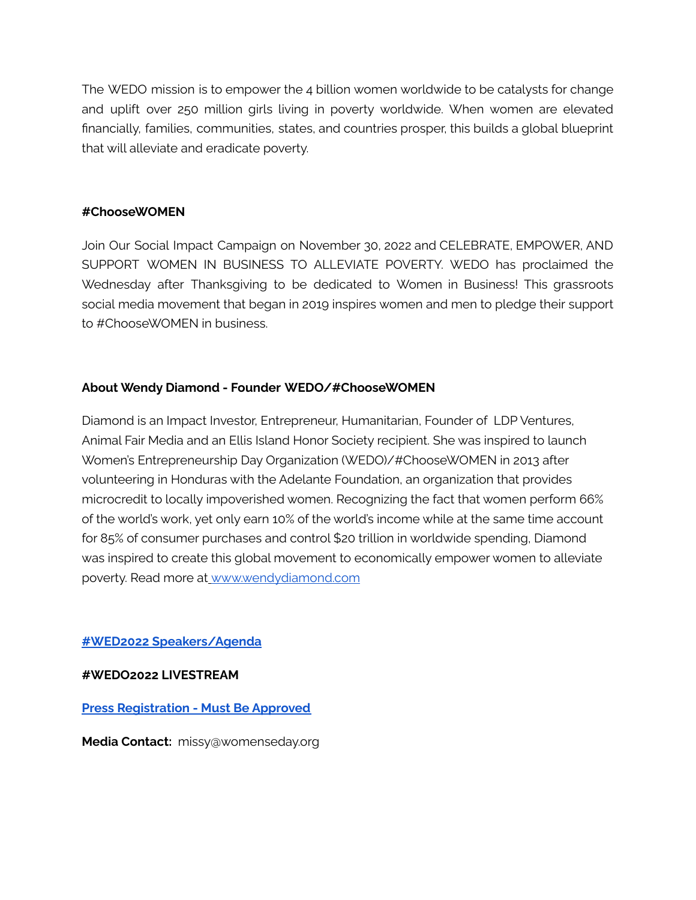The WEDO mission is to empower the 4 billion women worldwide to be catalysts for change and uplift over 250 million girls living in poverty worldwide. When women are elevated financially, families, communities, states, and countries prosper, this builds a global blueprint that will alleviate and eradicate poverty.

**#ChooseWOMEN**

Join Our Social Impact Campaign on November 30, 2022 and CELEBRATE, EMPOWER, AND SUPPORT WOMEN IN BUSINESS TO ALLEVIATE POVERTY. WEDO has proclaimed the Wednesday after Thanksgiving to be dedicated to Women in Business! This grassroots social media movement that began in 2019 inspires women and men to pledge their support to #ChooseWOMEN in business.

**About Wendy Diamond - Founder WEDO/#ChooseWOMEN**

Diamond is an Impact Investor, Entrepreneur, Humanitarian, Founder of LDP Ventures, Animal Fair Media and an Ellis Island Honor Society recipient. She was inspired to launch Women's Entrepreneurship Day Organization (WEDO)/#ChooseWOMEN in 2013 after volunteering in Honduras with the Adelante Foundation, an organization that provides microcredit to locally impoverished women. Recognizing the fact that women perform 66% of the world's work, yet only earn 10% of the world's income while at the same time account for 85% of consumer purchases and control $20 trillion in worldwide spending, Diamond was inspired to create this global movement to economically empower women to alleviate poverty. Read more at www.wendydiamond.com

**#WED2022 Speakers/Agenda**

**#WEDO2022 LIVESTREAM**

**Press Registration - Must Be Approved**

**Media Contact:** missy@womenseday.org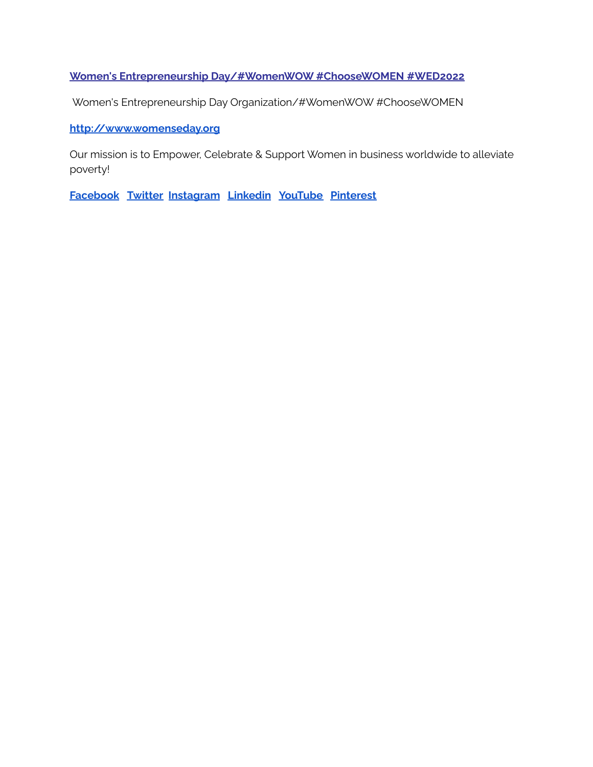**Women's Entrepreneurship Day/#WomenWOW #ChooseWOMEN #WED2022**

Women's Entrepreneurship Day Organization/#WomenWOW #ChooseWOMEN

**http://www.womenseday.org**

Our mission is to Empower, Celebrate & Support Women in business worldwide to alleviate poverty!

**Facebook** **Twitter** **Instagram** **Linkedin** **YouTube** **Pinterest**